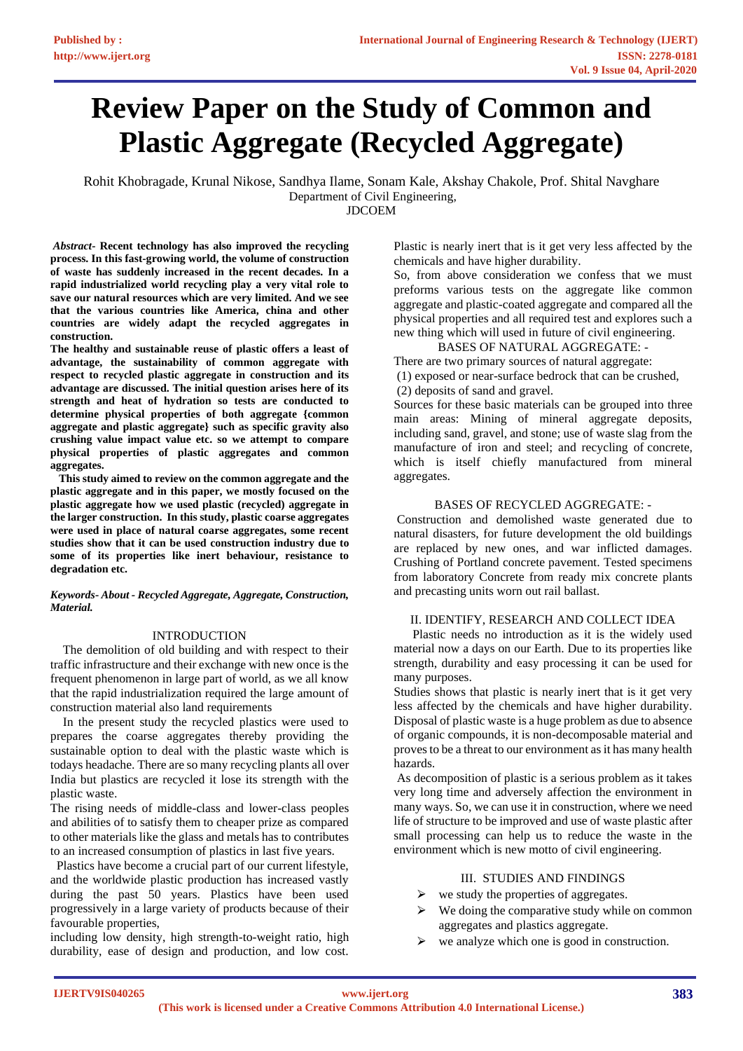# Review Paper on the Study of Common and Plastic Aggregate (Recycled Aggregate)

Rohit Khobragade, Krunal Nikose, Sandhya Ilame, Sonam Kale, Akshay Chakole, Prof. Shital Navghare
Department of Civil Engineering,
JDCOEM

***Abstract-* Recent technology has also improved the recycling process. In this fast-growing world, the volume of construction of waste has suddenly increased in the recent decades. In a rapid industrialized world recycling play a very vital role to save our natural resources which are very limited. And we see that the various countries like America, china and other countries are widely adapt the recycled aggregates in construction.**

**The healthy and sustainable reuse of plastic offers a least of advantage, the sustainability of common aggregate with respect to recycled plastic aggregate in construction and its advantage are discussed. The initial question arises here of its strength and heat of hydration so tests are conducted to determine physical properties of both aggregate {common aggregate and plastic aggregate} such as specific gravity also crushing value impact value etc. so we attempt to compare physical properties of plastic aggregates and common aggregates.**

**This study aimed to review on the common aggregate and the plastic aggregate and in this paper, we mostly focused on the plastic aggregate how we used plastic (recycled) aggregate in the larger construction. In this study, plastic coarse aggregates were used in place of natural coarse aggregates, some recent studies show that it can be used construction industry due to some of its properties like inert behaviour, resistance to degradation etc.**

***Keywords- About - Recycled Aggregate, Aggregate, Construction, Material.***

## INTRODUCTION

The demolition of old building and with respect to their traffic infrastructure and their exchange with new once is the frequent phenomenon in large part of world, as we all know that the rapid industrialization required the large amount of construction material also land requirements

In the present study the recycled plastics were used to prepares the coarse aggregates thereby providing the sustainable option to deal with the plastic waste which is todays headache. There are so many recycling plants all over India but plastics are recycled it lose its strength with the plastic waste.

The rising needs of middle-class and lower-class peoples and abilities of to satisfy them to cheaper prize as compared to other materials like the glass and metals has to contributes to an increased consumption of plastics in last five years.

Plastics have become a crucial part of our current lifestyle, and the worldwide plastic production has increased vastly during the past 50 years. Plastics have been used progressively in a large variety of products because of their favourable properties,

including low density, high strength-to-weight ratio, high durability, ease of design and production, and low cost. Plastic is nearly inert that is it get very less affected by the chemicals and have higher durability.

So, from above consideration we confess that we must preforms various tests on the aggregate like common aggregate and plastic-coated aggregate and compared all the physical properties and all required test and explores such a new thing which will used in future of civil engineering.

BASES OF NATURAL AGGREGATE: -

There are two primary sources of natural aggregate:

(1) exposed or near-surface bedrock that can be crushed,

(2) deposits of sand and gravel.

Sources for these basic materials can be grouped into three main areas: Mining of mineral aggregate deposits, including sand, gravel, and stone; use of waste slag from the manufacture of iron and steel; and recycling of concrete, which is itself chiefly manufactured from mineral aggregates.

BASES OF RECYCLED AGGREGATE: -

Construction and demolished waste generated due to natural disasters, for future development the old buildings are replaced by new ones, and war inflicted damages. Crushing of Portland concrete pavement. Tested specimens from laboratory Concrete from ready mix concrete plants and precasting units worn out rail ballast.

## II. IDENTIFY, RESEARCH AND COLLECT IDEA

Plastic needs no introduction as it is the widely used material now a days on our Earth. Due to its properties like strength, durability and easy processing it can be used for many purposes.

Studies shows that plastic is nearly inert that is it get very less affected by the chemicals and have higher durability. Disposal of plastic waste is a huge problem as due to absence of organic compounds, it is non-decomposable material and proves to be a threat to our environment as it has many health hazards.

As decomposition of plastic is a serious problem as it takes very long time and adversely affection the environment in many ways. So, we can use it in construction, where we need life of structure to be improved and use of waste plastic after small processing can help us to reduce the waste in the environment which is new motto of civil engineering.

## III. STUDIES AND FINDINGS

- we study the properties of aggregates.
- We doing the comparative study while on common aggregates and plastics aggregate.
- we analyze which one is good in construction.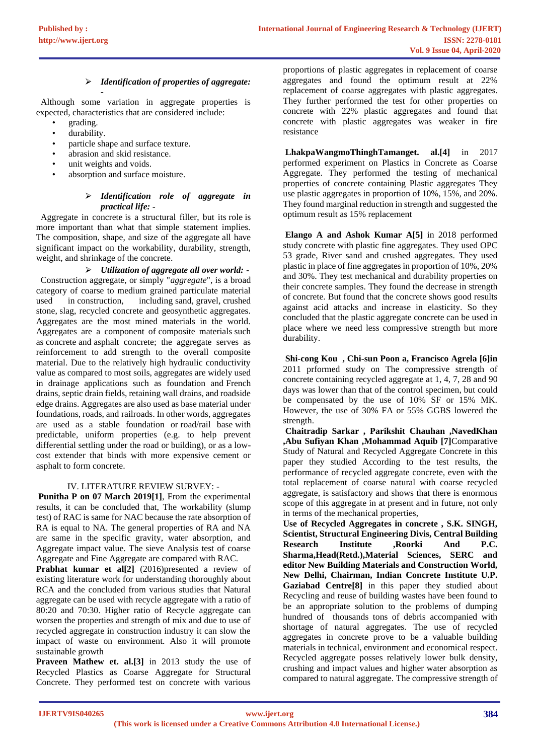- ***Identification of properties of aggregate: -***

Although some variation in aggregate properties is expected, characteristics that are considered include:

- grading.
- durability.
- particle shape and surface texture.
- abrasion and skid resistance.
- unit weights and voids.
- absorption and surface moisture.

- ***Identification role of aggregate in practical life: -***

Aggregate in concrete is a structural filler, but its role is more important than what that simple statement implies. The composition, shape, and size of the aggregate all have significant impact on the workability, durability, strength, weight, and shrinkage of the concrete.

- ***Utilization of aggregate all over world: -***

Construction aggregate, or simply "*aggregate*", is a broad category of coarse to medium grained particulate material used in construction, including sand, gravel, crushed stone, slag, recycled concrete and geosynthetic aggregates. Aggregates are the most mined materials in the world. Aggregates are a component of composite materials such as concrete and asphalt concrete; the aggregate serves as reinforcement to add strength to the overall composite material. Due to the relatively high hydraulic conductivity value as compared to most soils, aggregates are widely used in drainage applications such as foundation and French drains, septic drain fields, retaining wall drains, and roadside edge drains. Aggregates are also used as base material under foundations, roads, and railroads. In other words, aggregates are used as a stable foundation or road/rail base with predictable, uniform properties (e.g. to help prevent differential settling under the road or building), or as a low-cost extender that binds with more expensive cement or asphalt to form concrete.

## IV. LITERATURE REVIEW SURVEY: -

**Punitha P on 07 March 2019[1]**, From the experimental results, it can be concluded that, The workability (slump test) of RAC is same for NAC because the rate absorption of RA is equal to NA. The general properties of RA and NA are same in the specific gravity, water absorption, and Aggregate impact value. The sieve Analysis test of coarse Aggregate and Fine Aggregate are compared with RAC.

**Prabhat kumar et al[2]** (2016)presented a review of existing literature work for understanding thoroughly about RCA and the concluded from various studies that Natural aggregate can be used with recycle aggregate with a ratio of 80:20 and 70:30. Higher ratio of Recycle aggregate can worsen the properties and strength of mix and due to use of recycled aggregate in construction industry it can slow the impact of waste on environment. Also it will promote sustainable growth

**Praveen Mathew et. al.[3]** in 2013 study the use of Recycled Plastics as Coarse Aggregate for Structural Concrete. They performed test on concrete with various proportions of plastic aggregates in replacement of coarse aggregates and found the optimum result at 22% replacement of coarse aggregates with plastic aggregates. They further performed the test for other properties on concrete with 22% plastic aggregates and found that concrete with plastic aggregates was weaker in fire resistance

**LhakpaWangmoThinghTamanget. al.[4]** in 2017 performed experiment on Plastics in Concrete as Coarse Aggregate. They performed the testing of mechanical properties of concrete containing Plastic aggregates They use plastic aggregates in proportion of 10%, 15%, and 20%. They found marginal reduction in strength and suggested the optimum result as 15% replacement

**Elango A and Ashok Kumar A[5]** in 2018 performed study concrete with plastic fine aggregates. They used OPC 53 grade, River sand and crushed aggregates. They used plastic in place of fine aggregates in proportion of 10%, 20% and 30%. They test mechanical and durability properties on their concrete samples. They found the decrease in strength of concrete. But found that the concrete shows good results against acid attacks and increase in elasticity. So they concluded that the plastic aggregate concrete can be used in place where we need less compressive strength but more durability.

**Shi-cong Kou , Chi-sun Poon a, Francisco Agrela [6]in** 2011 prformed study on The compressive strength of concrete containing recycled aggregate at 1, 4, 7, 28 and 90 days was lower than that of the control specimen, but could be compensated by the use of 10% SF or 15% MK. However, the use of 30% FA or 55% GGBS lowered the strength.

**Chaitradip Sarkar , Parikshit Chauhan ,NavedKhan ,Abu Sufiyan Khan ,Mohammad Aquib [7]**Comparative Study of Natural and Recycled Aggregate Concrete in this paper they studied According to the test results, the performance of recycled aggregate concrete, even with the total replacement of coarse natural with coarse recycled aggregate, is satisfactory and shows that there is enormous scope of this aggregate in at present and in future, not only in terms of the mechanical properties,

**Use of Recycled Aggregates in concrete , S.K. SINGH, Scientist, Structural Engineering Divis, Central Building Research Institute ,Roorki And P.C. Sharma,Head(Retd.),Material Sciences, SERC and editor New Building Materials and Construction World, New Delhi, Chairman, Indian Concrete Institute U.P. Gaziabad Centre[8]** in this paper they studied about Recycling and reuse of building wastes have been found to be an appropriate solution to the problems of dumping hundred of thousands tons of debris accompanied with shortage of natural aggregates. The use of recycled aggregates in concrete prove to be a valuable building materials in technical, environment and economical respect. Recycled aggregate posses relatively lower bulk density, crushing and impact values and higher water absorption as compared to natural aggregate. The compressive strength of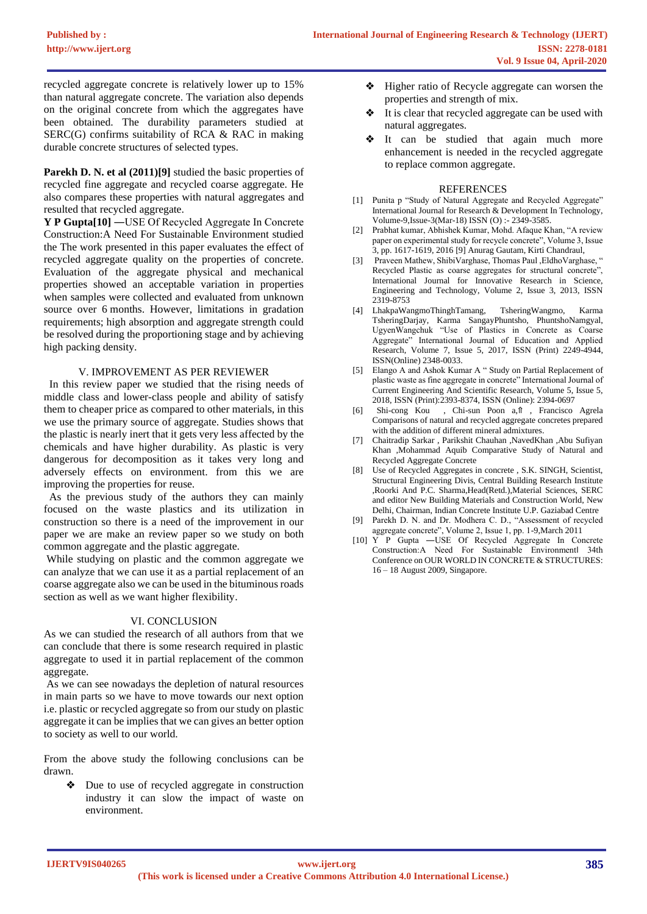recycled aggregate concrete is relatively lower up to 15% than natural aggregate concrete. The variation also depends on the original concrete from which the aggregates have been obtained. The durability parameters studied at SERC(G) confirms suitability of RCA & RAC in making durable concrete structures of selected types.

**Parekh D. N. et al (2011)[9]** studied the basic properties of recycled fine aggregate and recycled coarse aggregate. He also compares these properties with natural aggregates and resulted that recycled aggregate.

**Y P Gupta[10]** ―USE Of Recycled Aggregate In Concrete Construction:A Need For Sustainable Environment studied the The work presented in this paper evaluates the effect of recycled aggregate quality on the properties of concrete. Evaluation of the aggregate physical and mechanical properties showed an acceptable variation in properties when samples were collected and evaluated from unknown source over 6 months. However, limitations in gradation requirements; high absorption and aggregate strength could be resolved during the proportioning stage and by achieving high packing density.

## V. IMPROVEMENT AS PER REVIEWER

In this review paper we studied that the rising needs of middle class and lower-class people and ability of satisfy them to cheaper price as compared to other materials, in this we use the primary source of aggregate. Studies shows that the plastic is nearly inert that it gets very less affected by the chemicals and have higher durability. As plastic is very dangerous for decomposition as it takes very long and adversely effects on environment. from this we are improving the properties for reuse.

As the previous study of the authors they can mainly focused on the waste plastics and its utilization in construction so there is a need of the improvement in our paper we are make an review paper so we study on both common aggregate and the plastic aggregate.

While studying on plastic and the common aggregate we can analyze that we can use it as a partial replacement of an coarse aggregate also we can be used in the bituminous roads section as well as we want higher flexibility.

## VI. CONCLUSION

As we can studied the research of all authors from that we can conclude that there is some research required in plastic aggregate to used it in partial replacement of the common aggregate.

As we can see nowadays the depletion of natural resources in main parts so we have to move towards our next option i.e. plastic or recycled aggregate so from our study on plastic aggregate it can be implies that we can gives an better option to society as well to our world.

From the above study the following conclusions can be drawn.

- ❖ Due to use of recycled aggregate in construction industry it can slow the impact of waste on environment.
- ❖ Higher ratio of Recycle aggregate can worsen the properties and strength of mix.
- ❖ It is clear that recycled aggregate can be used with natural aggregates.
- ❖ It can be studied that again much more enhancement is needed in the recycled aggregate to replace common aggregate.

## REFERENCES

[1] Punita p "Study of Natural Aggregate and Recycled Aggregate" International Journal for Research & Development In Technology, Volume-9,Issue-3(Mar-18) ISSN (O) :- 2349-3585.

[2] Prabhat kumar, Abhishek Kumar, Mohd. Afaque Khan, "A review paper on experimental study for recycle concrete", Volume 3, Issue 3, pp. 1617-1619, 2016 [9] Anurag Gautam, Kirti Chandraul,

[3] Praveen Mathew, ShibiVarghase, Thomas Paul ,EldhoVarghase, " Recycled Plastic as coarse aggregates for structural concrete", International Journal for Innovative Research in Science, Engineering and Technology, Volume 2, Issue 3, 2013, ISSN 2319-8753

[4] LhakpaWangmoThinghTamang, TsheringWangmo, Karma TsheringDarjay, Karma SangayPhuntsho, PhuntshoNamgyal, UgyenWangchuk "Use of Plastics in Concrete as Coarse Aggregate" International Journal of Education and Applied Research, Volume 7, Issue 5, 2017, ISSN (Print) 2249-4944, ISSN(Online) 2348-0033.

[5] Elango A and Ashok Kumar A " Study on Partial Replacement of plastic waste as fine aggregate in concrete" International Journal of Current Engineering And Scientific Research, Volume 5, Issue 5, 2018, ISSN (Print):2393-8374, ISSN (Online): 2394-0697

[6] Shi-cong Kou , Chi-sun Poon a,⇑ , Francisco Agrela Comparisons of natural and recycled aggregate concretes prepared with the addition of different mineral admixtures.

[7] Chaitradip Sarkar , Parikshit Chauhan ,NavedKhan ,Abu Sufiyan Khan ,Mohammad Aquib Comparative Study of Natural and Recycled Aggregate Concrete

[8] Use of Recycled Aggregates in concrete , S.K. SINGH, Scientist, Structural Engineering Divis, Central Building Research Institute ,Roorki And P.C. Sharma,Head(Retd.),Material Sciences, SERC and editor New Building Materials and Construction World, New Delhi, Chairman, Indian Concrete Institute U.P. Gaziabad Centre

[9] Parekh D. N. and Dr. Modhera C. D., "Assessment of recycled aggregate concrete", Volume 2, Issue 1, pp. 1-9,March 2011

[10] Y P Gupta ―USE Of Recycled Aggregate In Concrete Construction:A Need For Sustainable Environment‖ 34th Conference on OUR WORLD IN CONCRETE & STRUCTURES: 16 – 18 August 2009, Singapore.